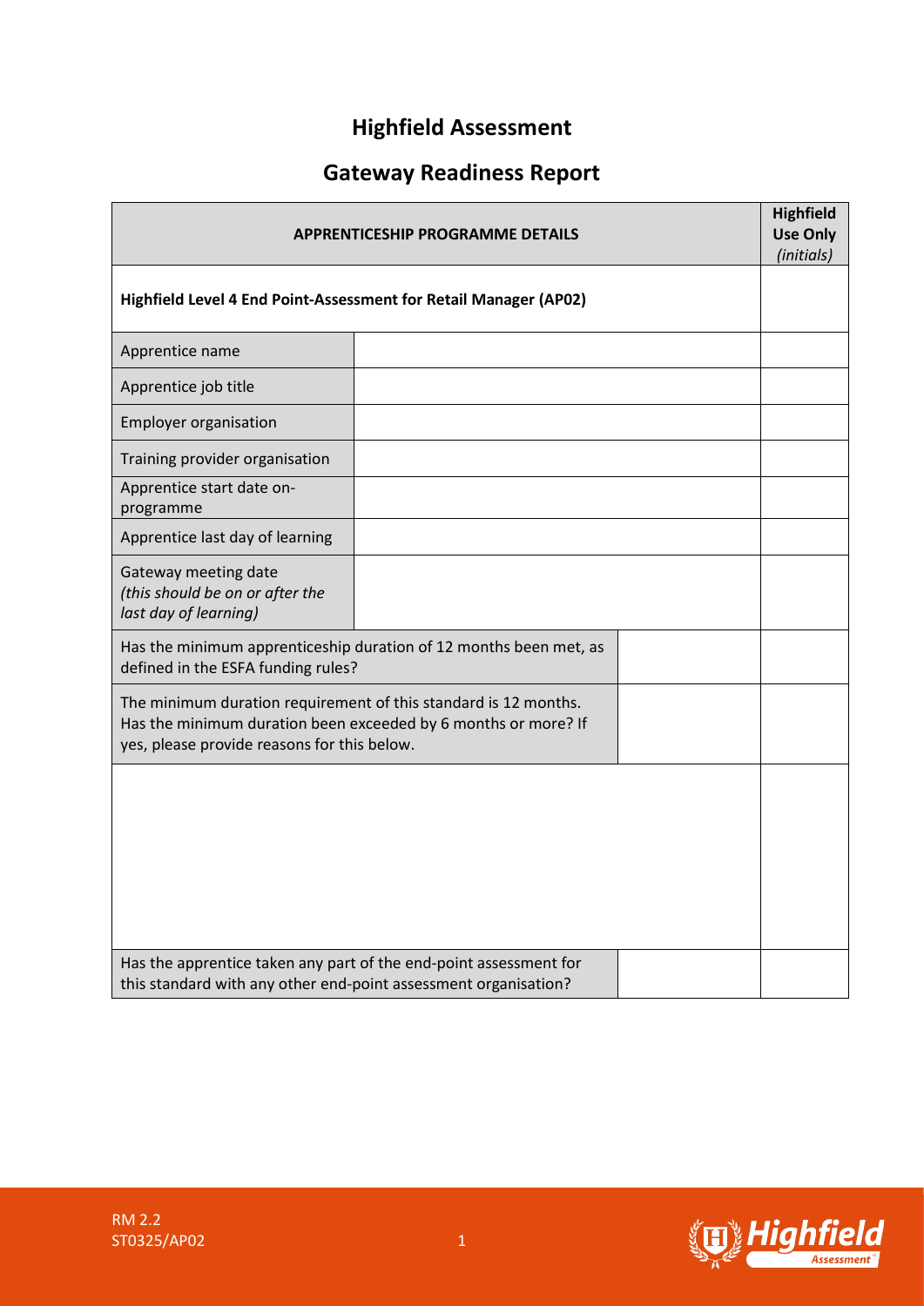# Highfield Assessment

## Gateway Readiness Report

| **APPRENTICESHIP PROGRAMME DETAILS** | | | **Highfield Use Only** *(initials)* |
|---|---|---|---|
| **Highfield Level 4 End Point-Assessment for Retail Manager (AP02)** | | | |
| Apprentice name | | | |
| Apprentice job title | | | |
| Employer organisation | | | |
| Training provider organisation | | | |
| Apprentice start date on-programme | | | |
| Apprentice last day of learning | | | |
| Gateway meeting date *(this should be on or after the last day of learning)* | | | |
| Has the minimum apprenticeship duration of 12 months been met, as defined in the ESFA funding rules? | | | |
| The minimum duration requirement of this standard is 12 months. Has the minimum duration been exceeded by 6 months or more? If yes, please provide reasons for this below. | | | |
| | | | |
| Has the apprentice taken any part of the end-point assessment for this standard with any other end-point assessment organisation? | | | |

RM 2.2
ST0325/AP02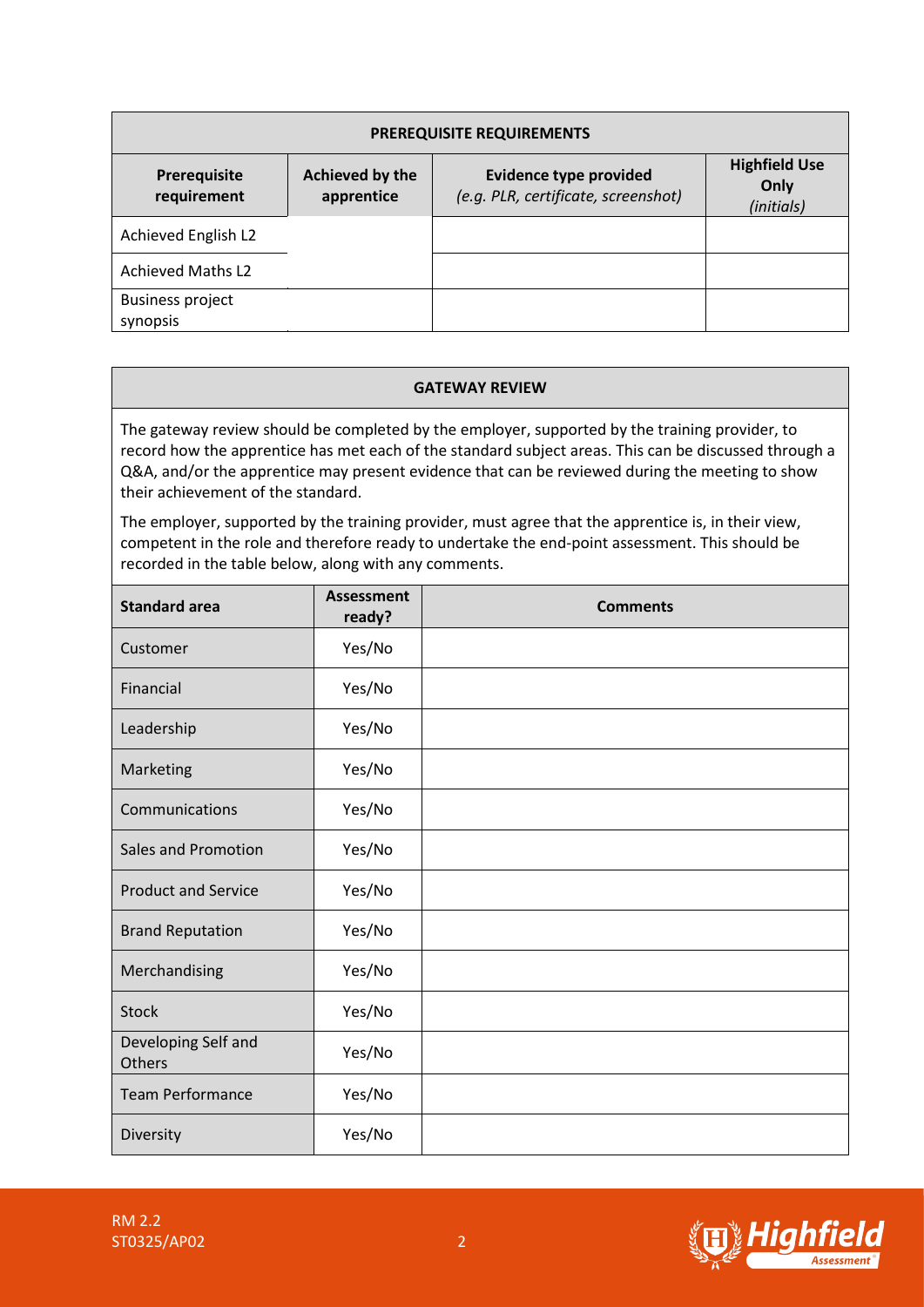| PREREQUISITE REQUIREMENTS | | | |
|---|---|---|---|
| **Prerequisite requirement** | **Achieved by the apprentice** | **Evidence type provided** *(e.g. PLR, certificate, screenshot)* | **Highfield Use Only** *(initials)* |
| Achieved English L2 | | | |
| Achieved Maths L2 | | | |
| Business project synopsis | | | |

## GATEWAY REVIEW

The gateway review should be completed by the employer, supported by the training provider, to record how the apprentice has met each of the standard subject areas. This can be discussed through a Q&A, and/or the apprentice may present evidence that can be reviewed during the meeting to show their achievement of the standard.

The employer, supported by the training provider, must agree that the apprentice is, in their view, competent in the role and therefore ready to undertake the end-point assessment. This should be recorded in the table below, along with any comments.

| Standard area | Assessment ready? | Comments |
|---|---|---|
| Customer | Yes/No | |
| Financial | Yes/No | |
| Leadership | Yes/No | |
| Marketing | Yes/No | |
| Communications | Yes/No | |
| Sales and Promotion | Yes/No | |
| Product and Service | Yes/No | |
| Brand Reputation | Yes/No | |
| Merchandising | Yes/No | |
| Stock | Yes/No | |
| Developing Self and Others | Yes/No | |
| Team Performance | Yes/No | |
| Diversity | Yes/No | |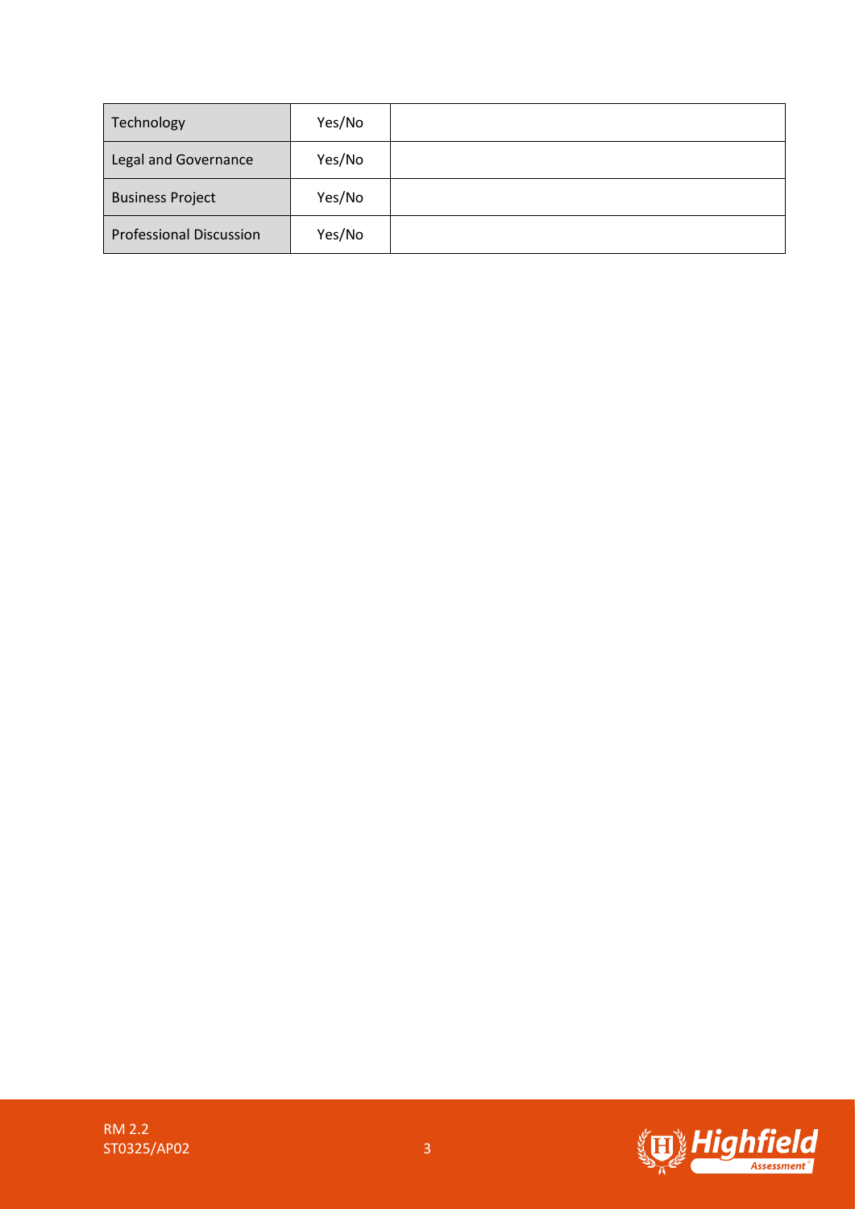| | | |
|---|---|---|
| Technology | Yes/No | |
| Legal and Governance | Yes/No | |
| Business Project | Yes/No | |
| Professional Discussion | Yes/No | |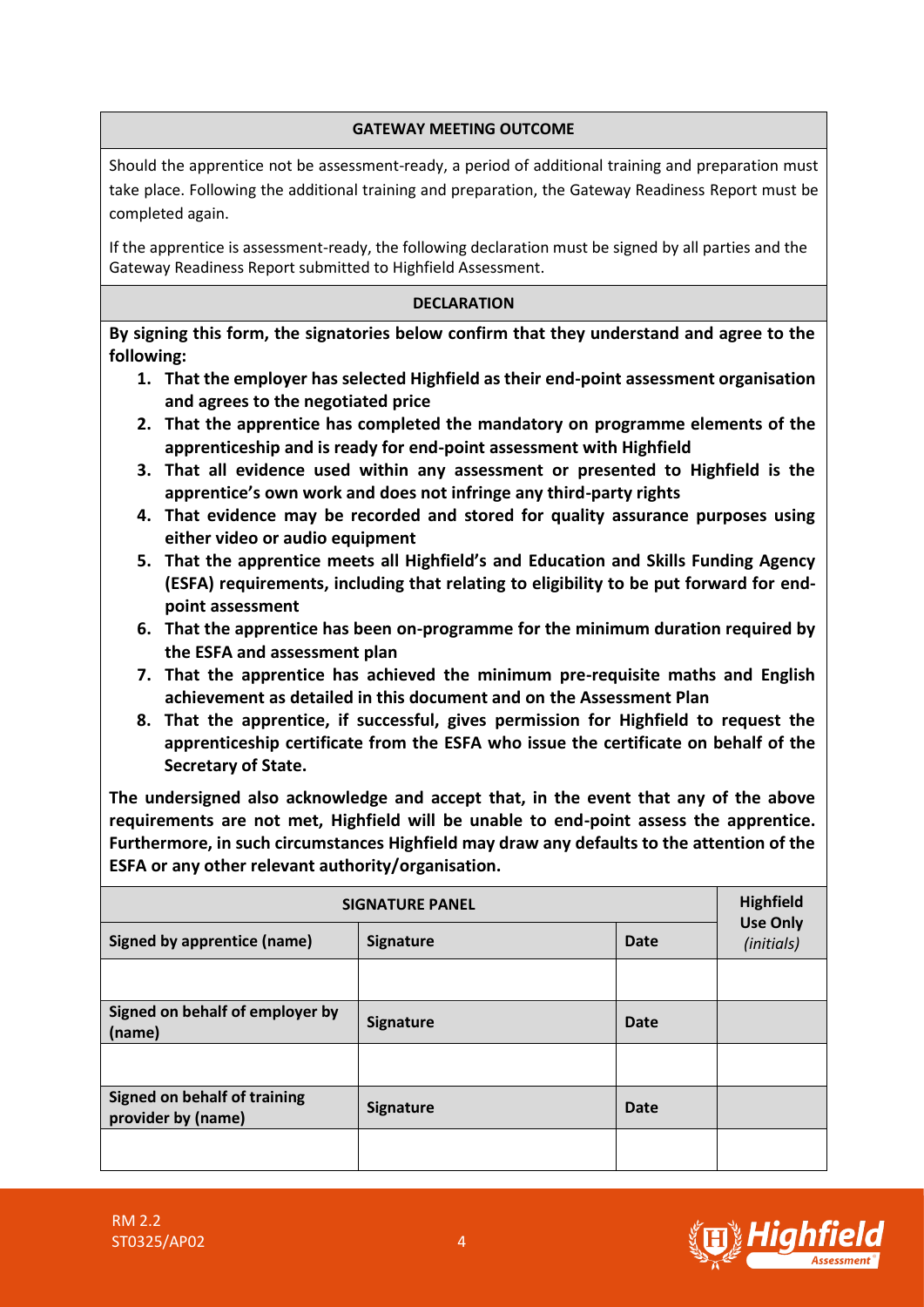**GATEWAY MEETING OUTCOME**

Should the apprentice not be assessment-ready, a period of additional training and preparation must take place. Following the additional training and preparation, the Gateway Readiness Report must be completed again.

If the apprentice is assessment-ready, the following declaration must be signed by all parties and the Gateway Readiness Report submitted to Highfield Assessment.

**DECLARATION**

**By signing this form, the signatories below confirm that they understand and agree to the following:**

1. **That the employer has selected Highfield as their end-point assessment organisation and agrees to the negotiated price**
2. **That the apprentice has completed the mandatory on programme elements of the apprenticeship and is ready for end-point assessment with Highfield**
3. **That all evidence used within any assessment or presented to Highfield is the apprentice's own work and does not infringe any third-party rights**
4. **That evidence may be recorded and stored for quality assurance purposes using either video or audio equipment**
5. **That the apprentice meets all Highfield's and Education and Skills Funding Agency (ESFA) requirements, including that relating to eligibility to be put forward for end-point assessment**
6. **That the apprentice has been on-programme for the minimum duration required by the ESFA and assessment plan**
7. **That the apprentice has achieved the minimum pre-requisite maths and English achievement as detailed in this document and on the Assessment Plan**
8. **That the apprentice, if successful, gives permission for Highfield to request the apprenticeship certificate from the ESFA who issue the certificate on behalf of the Secretary of State.**

**The undersigned also acknowledge and accept that, in the event that any of the above requirements are not met, Highfield will be unable to end-point assess the apprentice. Furthermore, in such circumstances Highfield may draw any defaults to the attention of the ESFA or any other relevant authority/organisation.**

| SIGNATURE PANEL | | | Highfield Use Only *(initials)* |
|---|---|---|---|
| **Signed by apprentice (name)** | **Signature** | **Date** | |
| | | | |
| **Signed on behalf of employer by (name)** | **Signature** | **Date** | |
| | | | |
| **Signed on behalf of training provider by (name)** | **Signature** | **Date** | |
| | | | |

RM 2.2
ST0325/AP02